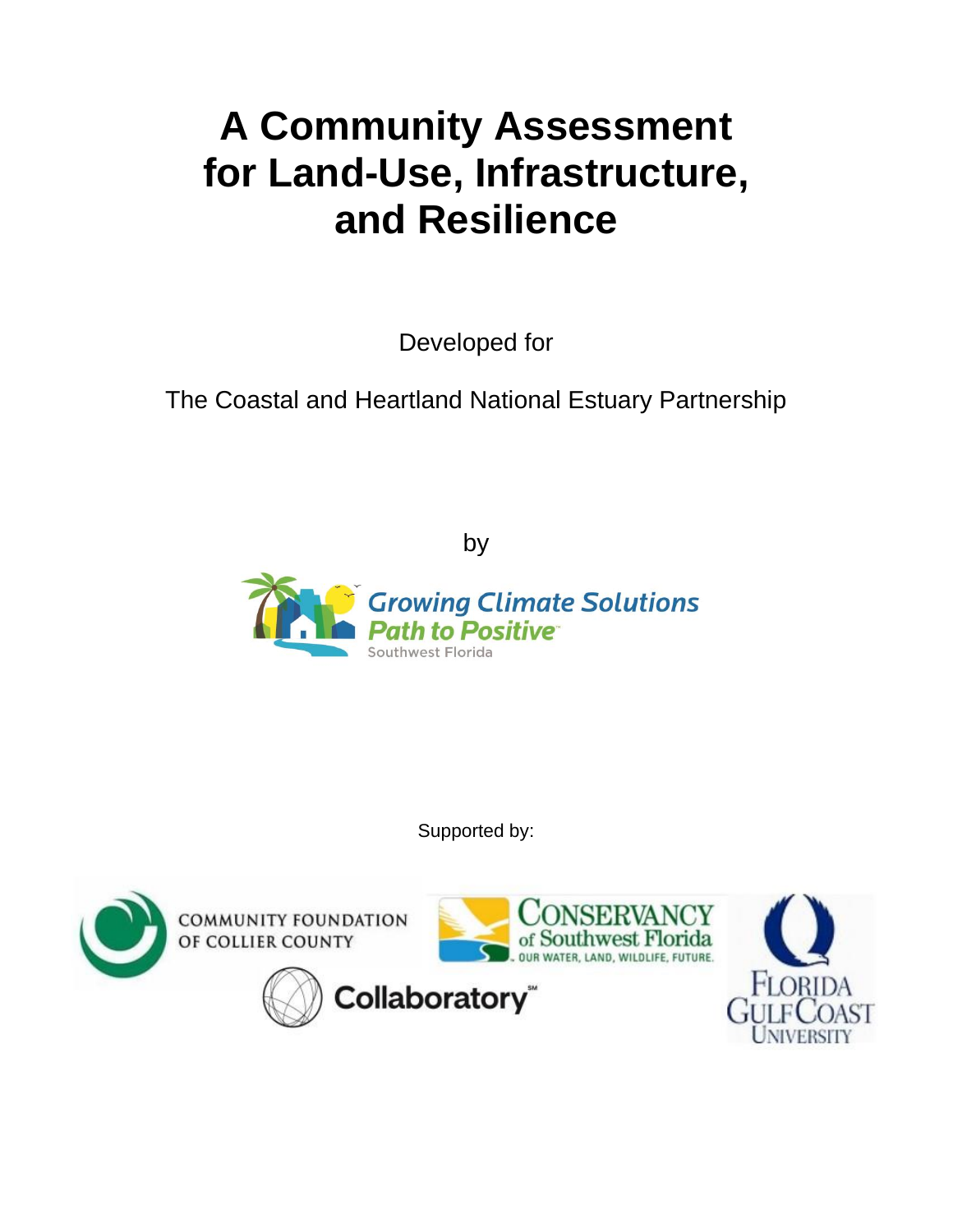# A Community Assessment for Land-Use, Infrastructure, and Resilience

Developed for

The Coastal and Heartland National Estuary Partnership

by

Growing Climate Solutions
Path to Positive™
Southwest Florida

Supported by:

Community Foundation of Collier County

Conservancy of Southwest Florida — Our Water, Land, Wildlife, Future.

Collaboratory℠

Florida Gulf Coast University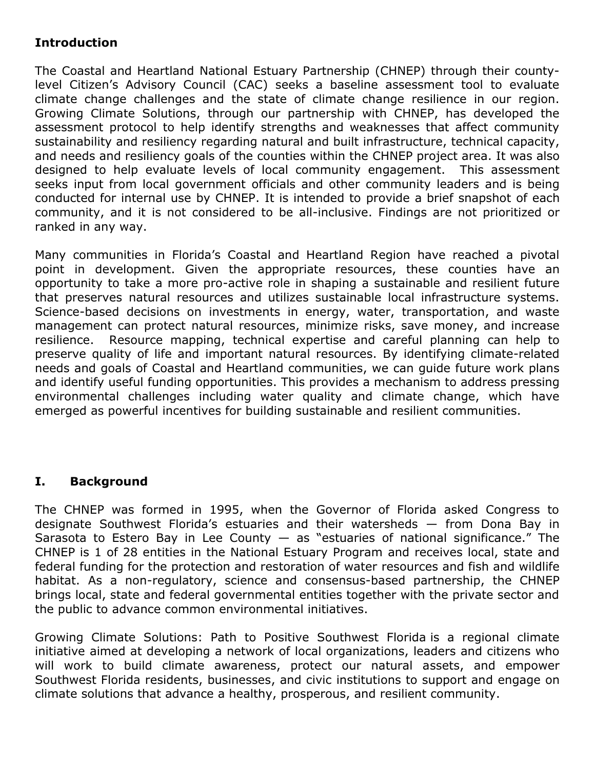## Introduction

The Coastal and Heartland National Estuary Partnership (CHNEP) through their county-level Citizen's Advisory Council (CAC) seeks a baseline assessment tool to evaluate climate change challenges and the state of climate change resilience in our region. Growing Climate Solutions, through our partnership with CHNEP, has developed the assessment protocol to help identify strengths and weaknesses that affect community sustainability and resiliency regarding natural and built infrastructure, technical capacity, and needs and resiliency goals of the counties within the CHNEP project area. It was also designed to help evaluate levels of local community engagement. This assessment seeks input from local government officials and other community leaders and is being conducted for internal use by CHNEP. It is intended to provide a brief snapshot of each community, and it is not considered to be all-inclusive. Findings are not prioritized or ranked in any way.

Many communities in Florida's Coastal and Heartland Region have reached a pivotal point in development. Given the appropriate resources, these counties have an opportunity to take a more pro-active role in shaping a sustainable and resilient future that preserves natural resources and utilizes sustainable local infrastructure systems. Science-based decisions on investments in energy, water, transportation, and waste management can protect natural resources, minimize risks, save money, and increase resilience. Resource mapping, technical expertise and careful planning can help to preserve quality of life and important natural resources. By identifying climate-related needs and goals of Coastal and Heartland communities, we can guide future work plans and identify useful funding opportunities. This provides a mechanism to address pressing environmental challenges including water quality and climate change, which have emerged as powerful incentives for building sustainable and resilient communities.

## I. Background

The CHNEP was formed in 1995, when the Governor of Florida asked Congress to designate Southwest Florida's estuaries and their watersheds — from Dona Bay in Sarasota to Estero Bay in Lee County — as "estuaries of national significance." The CHNEP is 1 of 28 entities in the National Estuary Program and receives local, state and federal funding for the protection and restoration of water resources and fish and wildlife habitat. As a non-regulatory, science and consensus-based partnership, the CHNEP brings local, state and federal governmental entities together with the private sector and the public to advance common environmental initiatives.

Growing Climate Solutions: Path to Positive Southwest Florida is a regional climate initiative aimed at developing a network of local organizations, leaders and citizens who will work to build climate awareness, protect our natural assets, and empower Southwest Florida residents, businesses, and civic institutions to support and engage on climate solutions that advance a healthy, prosperous, and resilient community.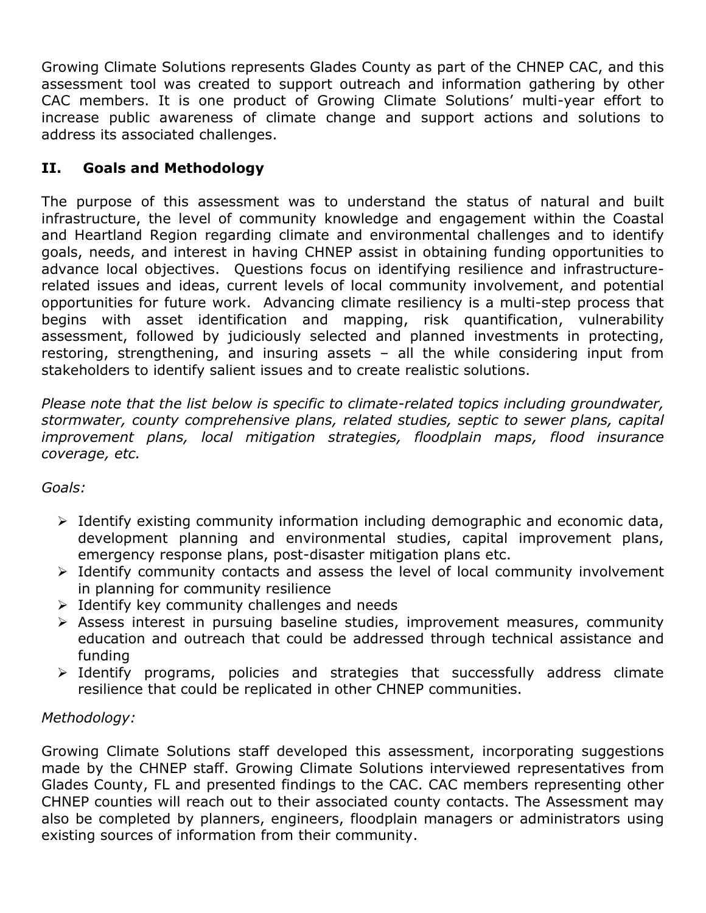Growing Climate Solutions represents Glades County as part of the CHNEP CAC, and this assessment tool was created to support outreach and information gathering by other CAC members. It is one product of Growing Climate Solutions' multi-year effort to increase public awareness of climate change and support actions and solutions to address its associated challenges.

## II. Goals and Methodology

The purpose of this assessment was to understand the status of natural and built infrastructure, the level of community knowledge and engagement within the Coastal and Heartland Region regarding climate and environmental challenges and to identify goals, needs, and interest in having CHNEP assist in obtaining funding opportunities to advance local objectives. Questions focus on identifying resilience and infrastructure-related issues and ideas, current levels of local community involvement, and potential opportunities for future work. Advancing climate resiliency is a multi-step process that begins with asset identification and mapping, risk quantification, vulnerability assessment, followed by judiciously selected and planned investments in protecting, restoring, strengthening, and insuring assets – all the while considering input from stakeholders to identify salient issues and to create realistic solutions.

*Please note that the list below is specific to climate-related topics including groundwater, stormwater, county comprehensive plans, related studies, septic to sewer plans, capital improvement plans, local mitigation strategies, floodplain maps, flood insurance coverage, etc.*

*Goals:*

- Identify existing community information including demographic and economic data, development planning and environmental studies, capital improvement plans, emergency response plans, post-disaster mitigation plans etc.
- Identify community contacts and assess the level of local community involvement in planning for community resilience
- Identify key community challenges and needs
- Assess interest in pursuing baseline studies, improvement measures, community education and outreach that could be addressed through technical assistance and funding
- Identify programs, policies and strategies that successfully address climate resilience that could be replicated in other CHNEP communities.

*Methodology:*

Growing Climate Solutions staff developed this assessment, incorporating suggestions made by the CHNEP staff. Growing Climate Solutions interviewed representatives from Glades County, FL and presented findings to the CAC. CAC members representing other CHNEP counties will reach out to their associated county contacts. The Assessment may also be completed by planners, engineers, floodplain managers or administrators using existing sources of information from their community.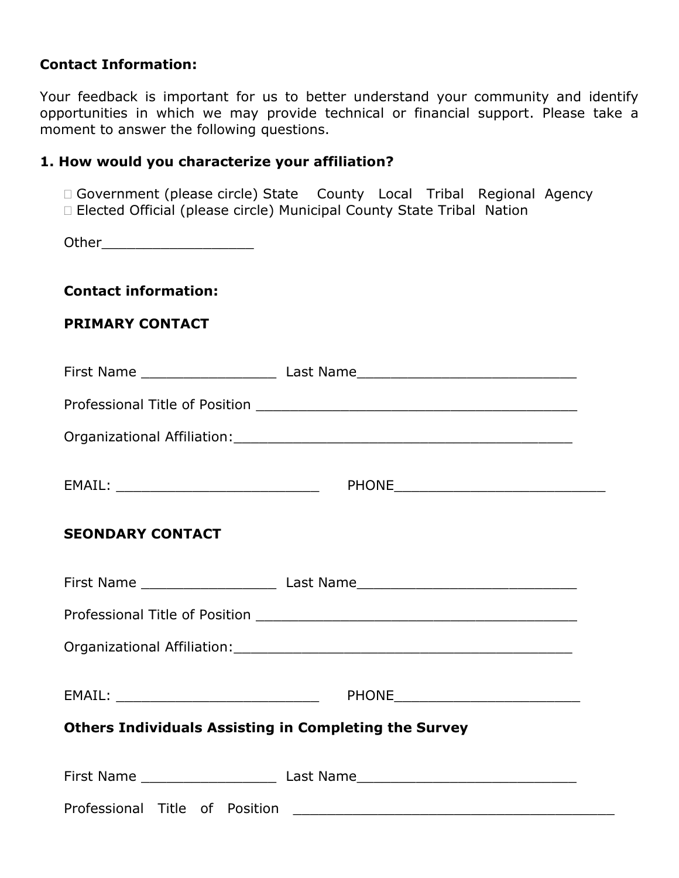**Contact Information:**

Your feedback is important for us to better understand your community and identify opportunities in which we may provide technical or financial support. Please take a moment to answer the following questions.

**1. How would you characterize your affiliation?**

- ☐ Government (please circle) State County Local Tribal Regional Agency
- ☐ Elected Official (please circle) Municipal County State Tribal Nation

Other__________________

**Contact information:**

**PRIMARY CONTACT**

First Name ________________ Last Name__________________________

Professional Title of Position ______________________________________

Organizational Affiliation:________________________________________

EMAIL: ________________________ PHONE_________________________

**SEONDARY CONTACT**

First Name ________________ Last Name__________________________

Professional Title of Position ______________________________________

Organizational Affiliation:________________________________________

EMAIL: ________________________ PHONE______________________

**Others Individuals Assisting in Completing the Survey**

First Name ________________ Last Name__________________________

Professional Title of Position ______________________________________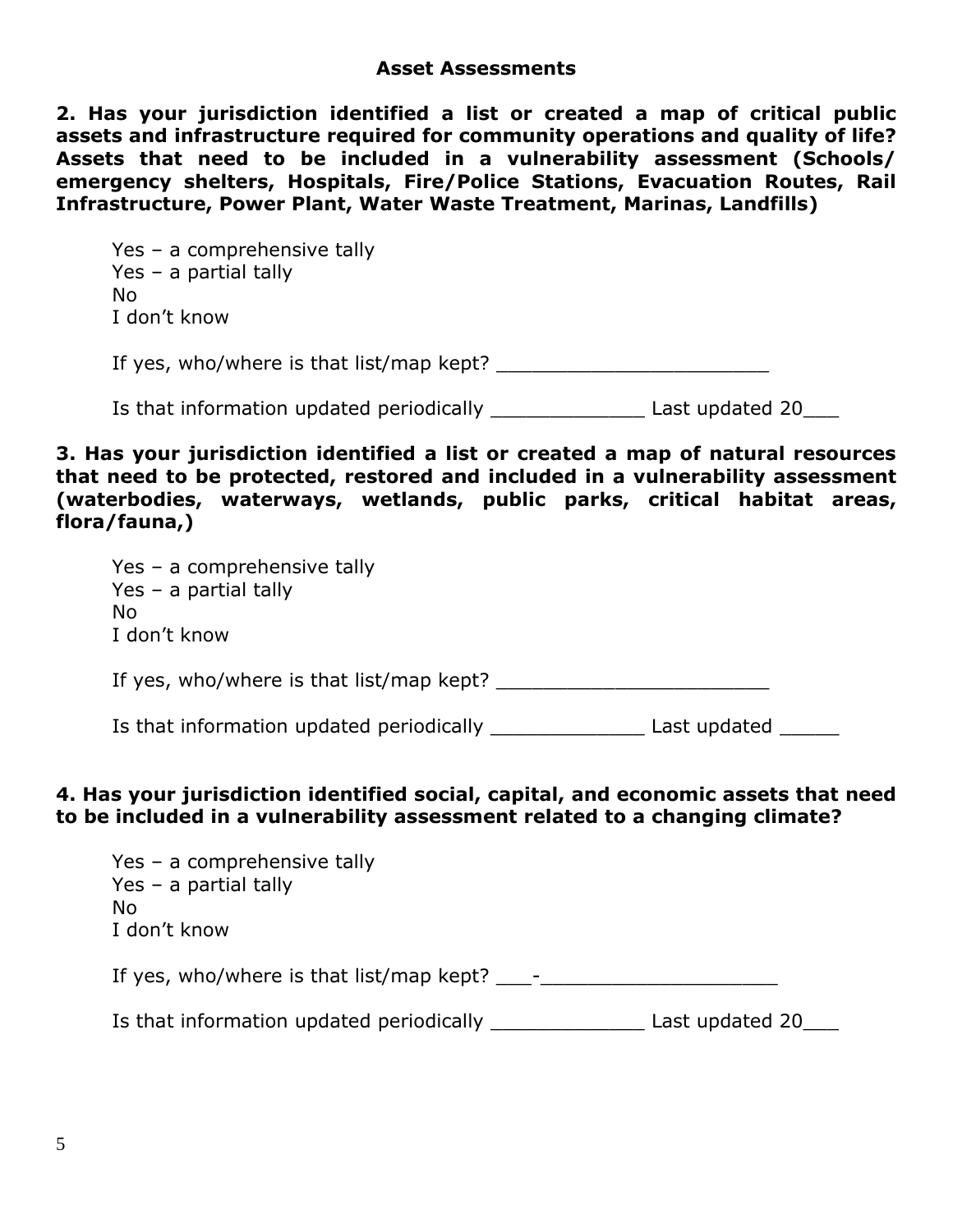## Asset Assessments

**2. Has your jurisdiction identified a list or created a map of critical public assets and infrastructure required for community operations and quality of life? Assets that need to be included in a vulnerability assessment (Schools/ emergency shelters, Hospitals, Fire/Police Stations, Evacuation Routes, Rail Infrastructure, Power Plant, Water Waste Treatment, Marinas, Landfills)**

Yes – a comprehensive tally
Yes – a partial tally
No
I don't know

If yes, who/where is that list/map kept? _______________________

Is that information updated periodically _____________ Last updated 20___

**3. Has your jurisdiction identified a list or created a map of natural resources that need to be protected, restored and included in a vulnerability assessment (waterbodies, waterways, wetlands, public parks, critical habitat areas, flora/fauna,)**

Yes – a comprehensive tally
Yes – a partial tally
No
I don't know

If yes, who/where is that list/map kept? _______________________

Is that information updated periodically _____________ Last updated _____

**4. Has your jurisdiction identified social, capital, and economic assets that need to be included in a vulnerability assessment related to a changing climate?**

Yes – a comprehensive tally
Yes – a partial tally
No
I don't know

If yes, who/where is that list/map kept? ___-____________________

Is that information updated periodically _____________ Last updated 20___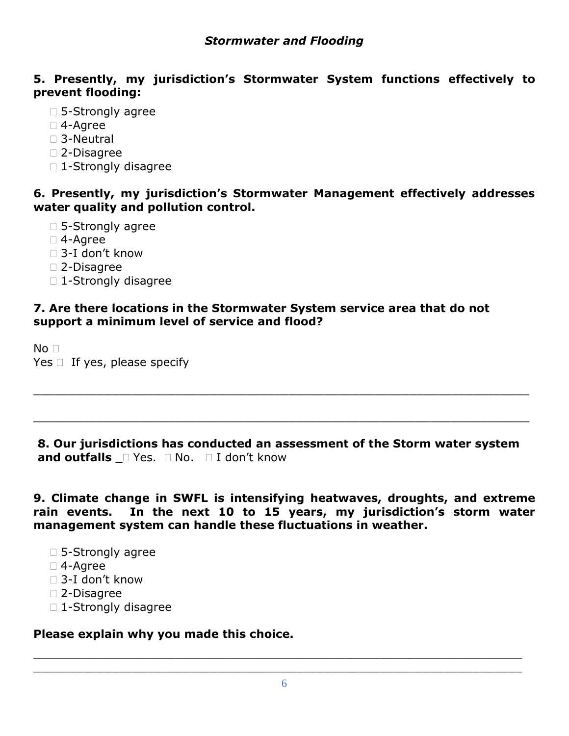### *Stormwater and Flooding*

**5. Presently, my jurisdiction's Stormwater System functions effectively to prevent flooding:**

- ☐ 5-Strongly agree
- ☐ 4-Agree
- ☐ 3-Neutral
- ☐ 2-Disagree
- ☐ 1-Strongly disagree

**6. Presently, my jurisdiction's Stormwater Management effectively addresses water quality and pollution control.**

- ☐ 5-Strongly agree
- ☐ 4-Agree
- ☐ 3-I don't know
- ☐ 2-Disagree
- ☐ 1-Strongly disagree

**7. Are there locations in the Stormwater System service area that do not support a minimum level of service and flood?**

No ☐
Yes ☐ If yes, please specify

______________________________________________________________________

______________________________________________________________________

**8. Our jurisdictions has conducted an assessment of the Storm water system and outfalls** _☐ Yes. ☐ No. ☐ I don't know

**9. Climate change in SWFL is intensifying heatwaves, droughts, and extreme rain events. In the next 10 to 15 years, my jurisdiction's storm water management system can handle these fluctuations in weather.**

- ☐ 5-Strongly agree
- ☐ 4-Agree
- ☐ 3-I don't know
- ☐ 2-Disagree
- ☐ 1-Strongly disagree

**Please explain why you made this choice.**

______________________________________________________________________

______________________________________________________________________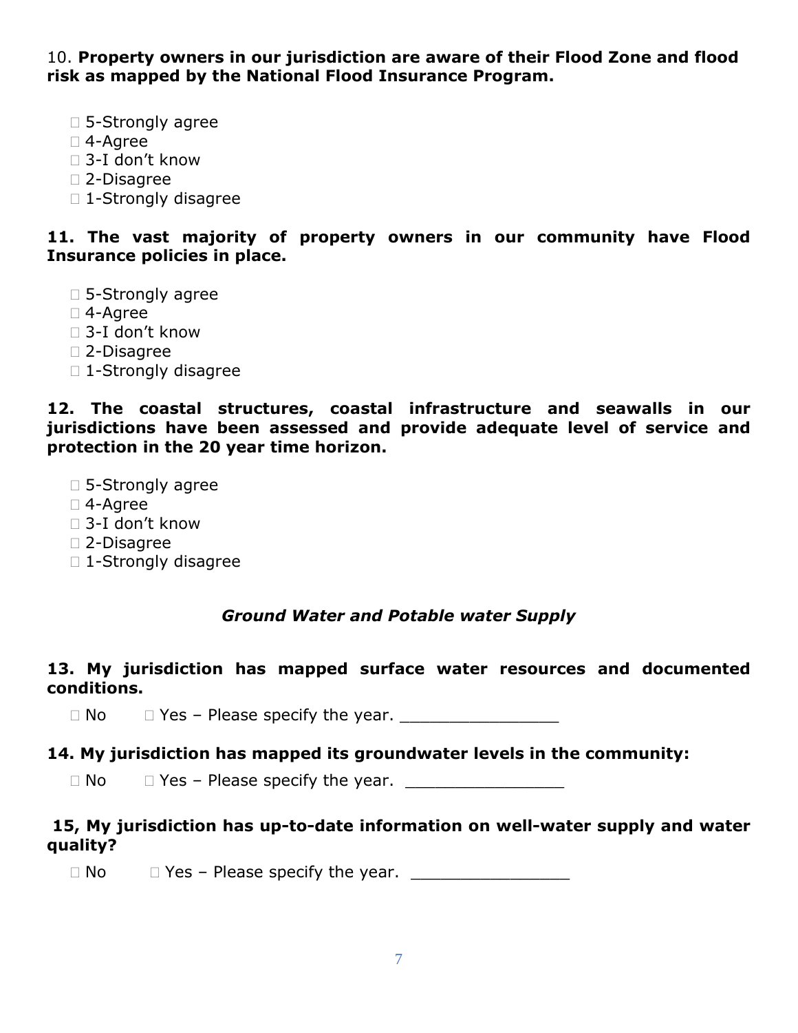10. **Property owners in our jurisdiction are aware of their Flood Zone and flood risk as mapped by the National Flood Insurance Program.**

- ☐ 5-Strongly agree
- ☐ 4-Agree
- ☐ 3-I don't know
- ☐ 2-Disagree
- ☐ 1-Strongly disagree

**11. The vast majority of property owners in our community have Flood Insurance policies in place.**

- ☐ 5-Strongly agree
- ☐ 4-Agree
- ☐ 3-I don't know
- ☐ 2-Disagree
- ☐ 1-Strongly disagree

**12. The coastal structures, coastal infrastructure and seawalls in our jurisdictions have been assessed and provide adequate level of service and protection in the 20 year time horizon.**

- ☐ 5-Strongly agree
- ☐ 4-Agree
- ☐ 3-I don't know
- ☐ 2-Disagree
- ☐ 1-Strongly disagree

### *Ground Water and Potable water Supply*

**13. My jurisdiction has mapped surface water resources and documented conditions.**

☐ No ☐ Yes – Please specify the year. ________________

**14. My jurisdiction has mapped its groundwater levels in the community:**

☐ No ☐ Yes – Please specify the year. ________________

**15, My jurisdiction has up-to-date information on well-water supply and water quality?**

☐ No ☐ Yes – Please specify the year. ________________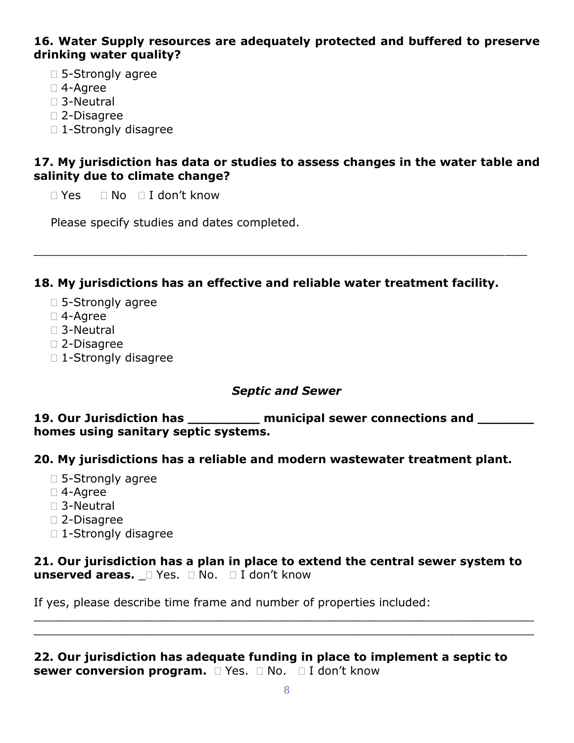**16. Water Supply resources are adequately protected and buffered to preserve drinking water quality?**

- ☐ 5-Strongly agree
- ☐ 4-Agree
- ☐ 3-Neutral
- ☐ 2-Disagree
- ☐ 1-Strongly disagree

**17. My jurisdiction has data or studies to assess changes in the water table and salinity due to climate change?**

☐ Yes ☐ No ☐ I don't know

Please specify studies and dates completed.

_______________________________________________________________

**18. My jurisdictions has an effective and reliable water treatment facility.**

- ☐ 5-Strongly agree
- ☐ 4-Agree
- ☐ 3-Neutral
- ☐ 2-Disagree
- ☐ 1-Strongly disagree

### *Septic and Sewer*

**19. Our Jurisdiction has _________ municipal sewer connections and _______ homes using sanitary septic systems.**

**20. My jurisdictions has a reliable and modern wastewater treatment plant.**

- ☐ 5-Strongly agree
- ☐ 4-Agree
- ☐ 3-Neutral
- ☐ 2-Disagree
- ☐ 1-Strongly disagree

**21. Our jurisdiction has a plan in place to extend the central sewer system to unserved areas.** _☐ Yes. ☐ No. ☐ I don't know

If yes, please describe time frame and number of properties included:

_______________________________________________________________

_______________________________________________________________

**22. Our jurisdiction has adequate funding in place to implement a septic to sewer conversion program.** ☐ Yes. ☐ No. ☐ I don't know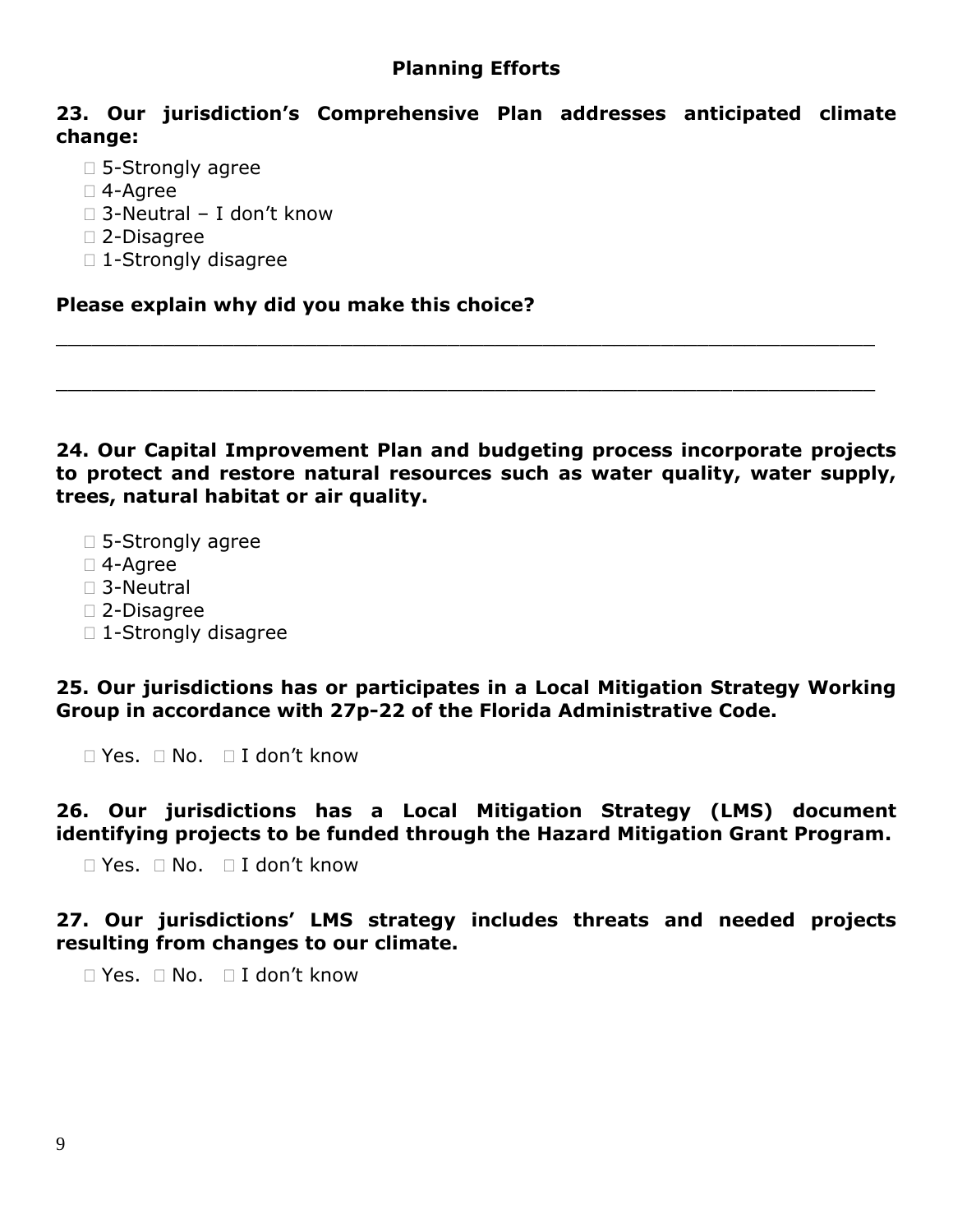## Planning Efforts

**23. Our jurisdiction's Comprehensive Plan addresses anticipated climate change:**

- 5-Strongly agree
- 4-Agree
- 3-Neutral – I don't know
- 2-Disagree
- 1-Strongly disagree

**Please explain why did you make this choice?**

_______________________________________________________________________

_______________________________________________________________________

**24. Our Capital Improvement Plan and budgeting process incorporate projects to protect and restore natural resources such as water quality, water supply, trees, natural habitat or air quality.**

- 5-Strongly agree
- 4-Agree
- 3-Neutral
- 2-Disagree
- 1-Strongly disagree

**25. Our jurisdictions has or participates in a Local Mitigation Strategy Working Group in accordance with 27p-22 of the Florida Administrative Code.**

☐ Yes. ☐ No. ☐ I don't know

**26. Our jurisdictions has a Local Mitigation Strategy (LMS) document identifying projects to be funded through the Hazard Mitigation Grant Program.**

☐ Yes. ☐ No. ☐ I don't know

**27. Our jurisdictions' LMS strategy includes threats and needed projects resulting from changes to our climate.**

☐ Yes. ☐ No. ☐ I don't know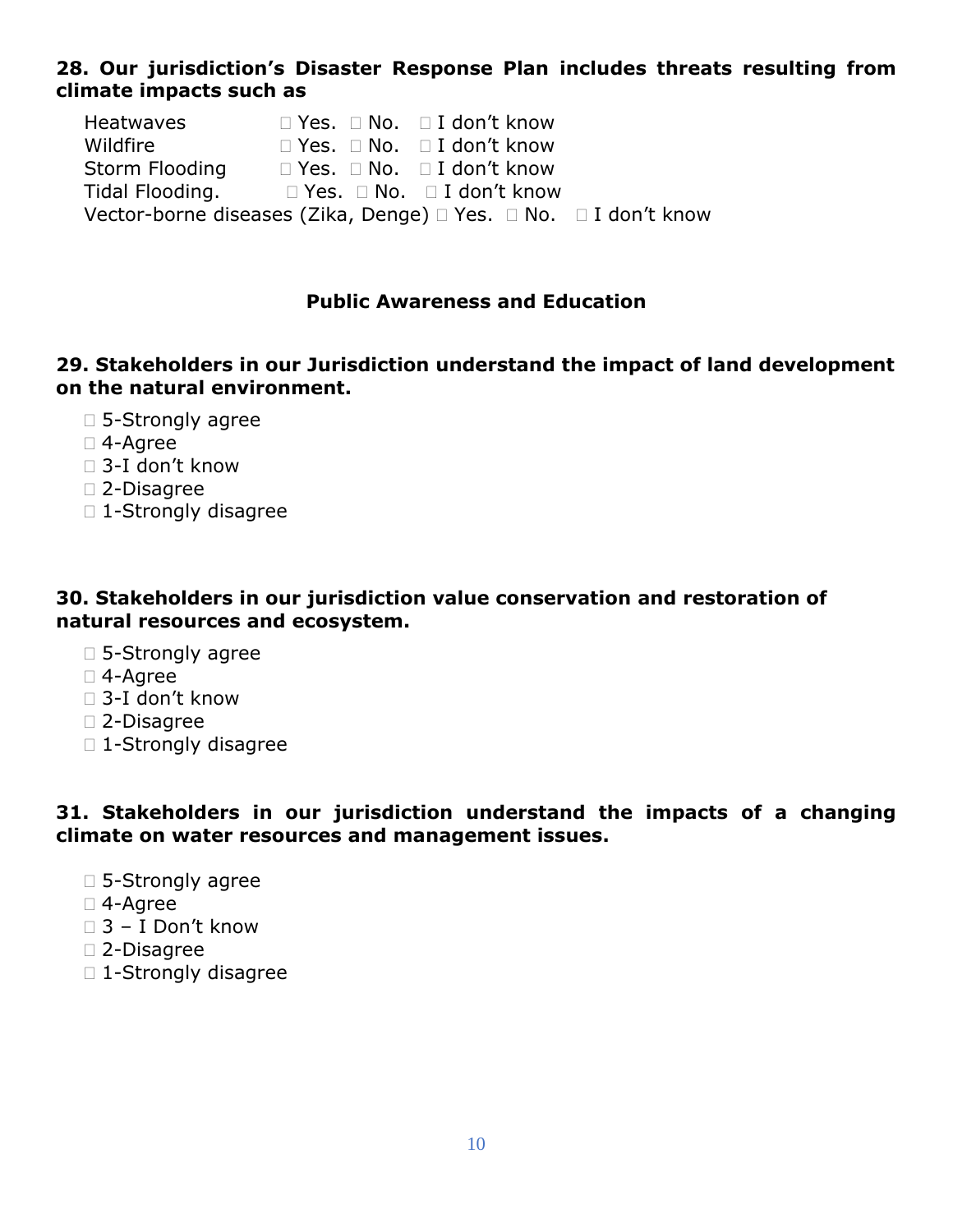**28. Our jurisdiction's Disaster Response Plan includes threats resulting from climate impacts such as**

Heatwaves ☐ Yes. ☐ No. ☐ I don't know
Wildfire ☐ Yes. ☐ No. ☐ I don't know
Storm Flooding ☐ Yes. ☐ No. ☐ I don't know
Tidal Flooding. ☐ Yes. ☐ No. ☐ I don't know
Vector-borne diseases (Zika, Denge) ☐ Yes. ☐ No. ☐ I don't know

## Public Awareness and Education

**29. Stakeholders in our Jurisdiction understand the impact of land development on the natural environment.**

- ☐ 5-Strongly agree
- ☐ 4-Agree
- ☐ 3-I don't know
- ☐ 2-Disagree
- ☐ 1-Strongly disagree

**30. Stakeholders in our jurisdiction value conservation and restoration of natural resources and ecosystem.**

- ☐ 5-Strongly agree
- ☐ 4-Agree
- ☐ 3-I don't know
- ☐ 2-Disagree
- ☐ 1-Strongly disagree

**31. Stakeholders in our jurisdiction understand the impacts of a changing climate on water resources and management issues.**

- ☐ 5-Strongly agree
- ☐ 4-Agree
- ☐ 3 – I Don't know
- ☐ 2-Disagree
- ☐ 1-Strongly disagree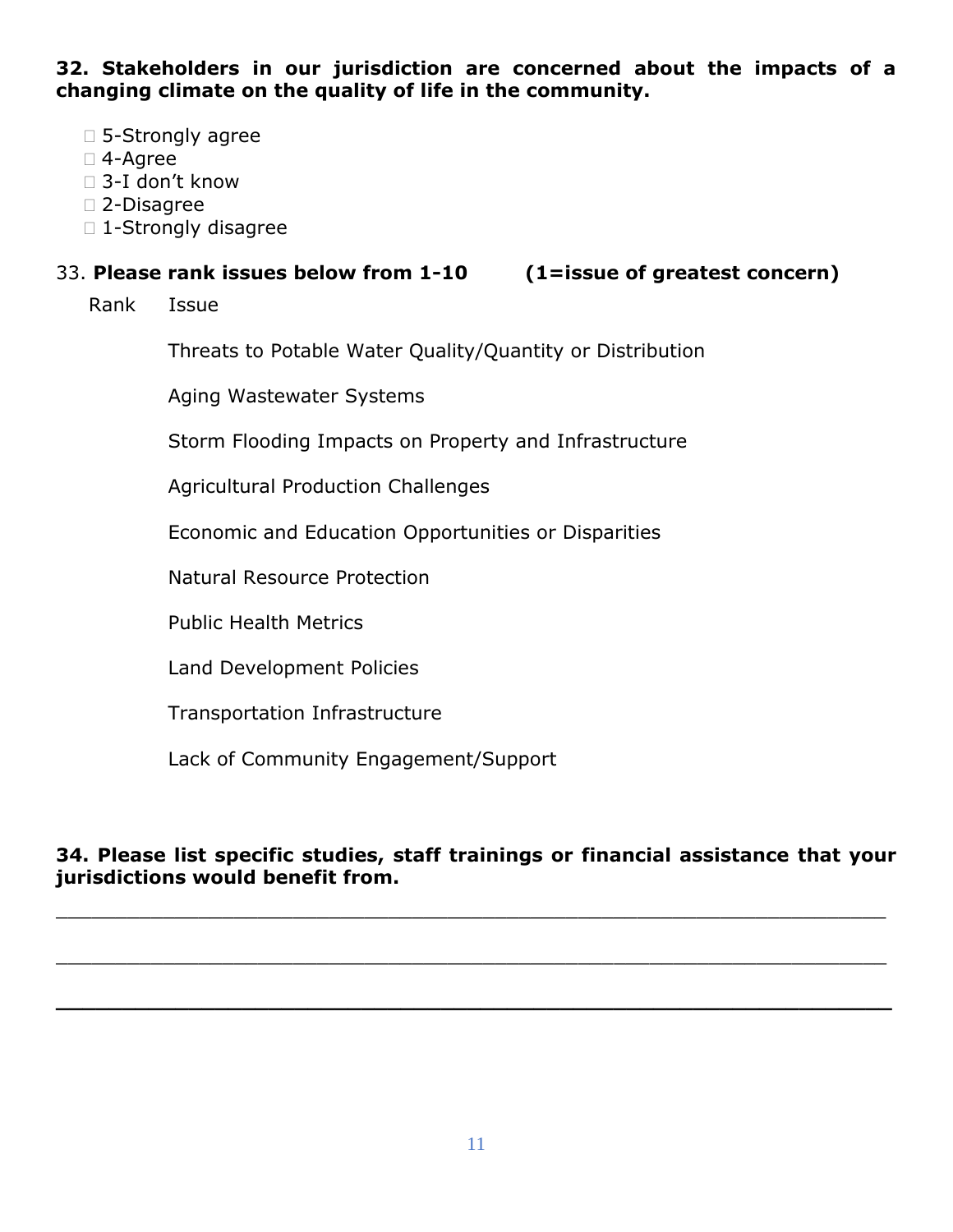**32. Stakeholders in our jurisdiction are concerned about the impacts of a changing climate on the quality of life in the community.**

- ☐ 5-Strongly agree
- ☐ 4-Agree
- ☐ 3-I don't know
- ☐ 2-Disagree
- ☐ 1-Strongly disagree

33. **Please rank issues below from 1-10 (1=issue of greatest concern)**

| Rank | Issue |
| --- | --- |
| | Threats to Potable Water Quality/Quantity or Distribution |
| | Aging Wastewater Systems |
| | Storm Flooding Impacts on Property and Infrastructure |
| | Agricultural Production Challenges |
| | Economic and Education Opportunities or Disparities |
| | Natural Resource Protection |
| | Public Health Metrics |
| | Land Development Policies |
| | Transportation Infrastructure |
| | Lack of Community Engagement/Support |

**34. Please list specific studies, staff trainings or financial assistance that your jurisdictions would benefit from.**

______________________________________________________________________

______________________________________________________________________

______________________________________________________________________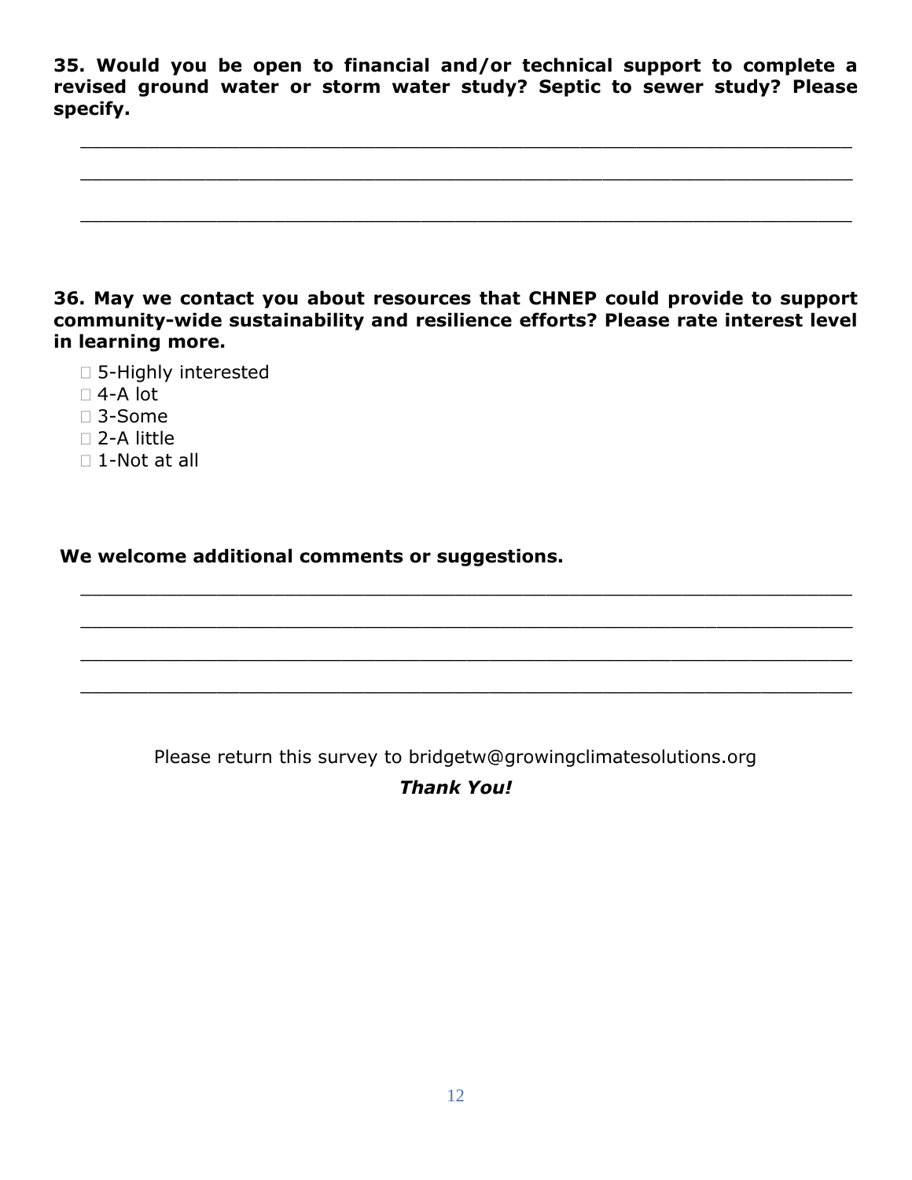**35. Would you be open to financial and/or technical support to complete a revised ground water or storm water study? Septic to sewer study? Please specify.**

___________________________________________________________________

___________________________________________________________________

___________________________________________________________________

**36. May we contact you about resources that CHNEP could provide to support community-wide sustainability and resilience efforts? Please rate interest level in learning more.**

- ☐ 5-Highly interested
- ☐ 4-A lot
- ☐ 3-Some
- ☐ 2-A little
- ☐ 1-Not at all

**We welcome additional comments or suggestions.**

___________________________________________________________________

___________________________________________________________________

___________________________________________________________________

___________________________________________________________________

Please return this survey to bridgetw@growingclimatesolutions.org

***Thank You!***